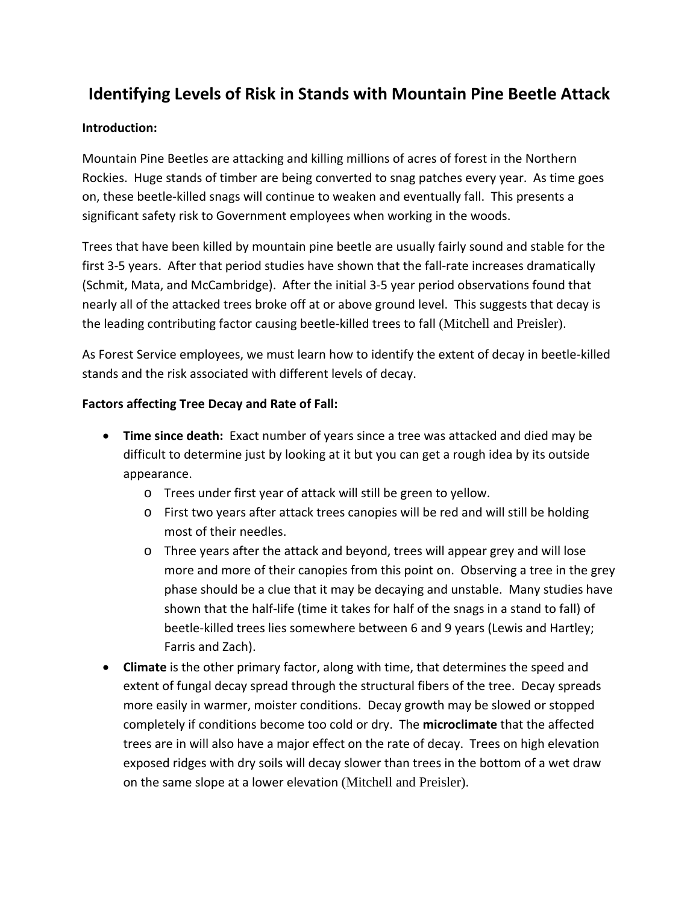# Identifying Levels of Risk in Stands with Mountain Pine Beetle Attack

**Introduction:**

Mountain Pine Beetles are attacking and killing millions of acres of forest in the Northern Rockies. Huge stands of timber are being converted to snag patches every year. As time goes on, these beetle-killed snags will continue to weaken and eventually fall. This presents a significant safety risk to Government employees when working in the woods.

Trees that have been killed by mountain pine beetle are usually fairly sound and stable for the first 3-5 years. After that period studies have shown that the fall-rate increases dramatically (Schmit, Mata, and McCambridge). After the initial 3-5 year period observations found that nearly all of the attacked trees broke off at or above ground level. This suggests that decay is the leading contributing factor causing beetle-killed trees to fall (Mitchell and Preisler).

As Forest Service employees, we must learn how to identify the extent of decay in beetle-killed stands and the risk associated with different levels of decay.

**Factors affecting Tree Decay and Rate of Fall:**

- **Time since death:** Exact number of years since a tree was attacked and died may be difficult to determine just by looking at it but you can get a rough idea by its outside appearance.
  - Trees under first year of attack will still be green to yellow.
  - First two years after attack trees canopies will be red and will still be holding most of their needles.
  - Three years after the attack and beyond, trees will appear grey and will lose more and more of their canopies from this point on. Observing a tree in the grey phase should be a clue that it may be decaying and unstable. Many studies have shown that the half-life (time it takes for half of the snags in a stand to fall) of beetle-killed trees lies somewhere between 6 and 9 years (Lewis and Hartley; Farris and Zach).
- **Climate** is the other primary factor, along with time, that determines the speed and extent of fungal decay spread through the structural fibers of the tree. Decay spreads more easily in warmer, moister conditions. Decay growth may be slowed or stopped completely if conditions become too cold or dry. The **microclimate** that the affected trees are in will also have a major effect on the rate of decay. Trees on high elevation exposed ridges with dry soils will decay slower than trees in the bottom of a wet draw on the same slope at a lower elevation (Mitchell and Preisler).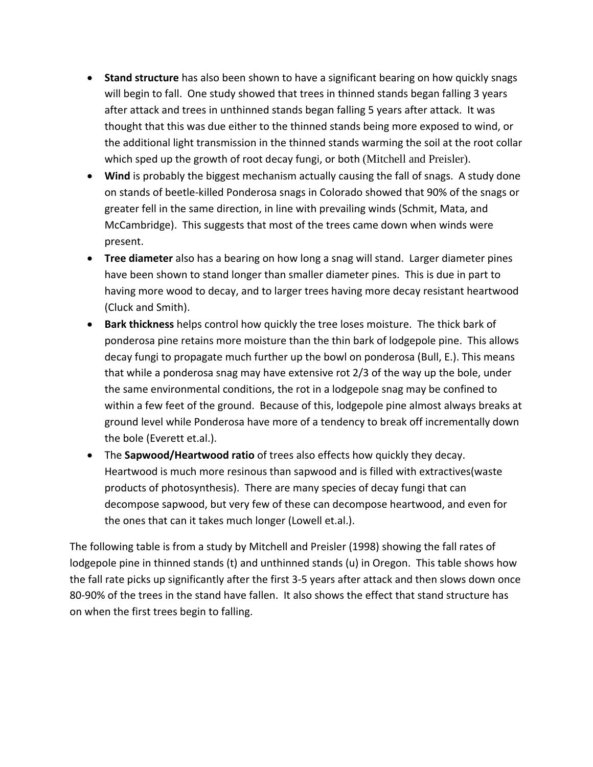- **Stand structure** has also been shown to have a significant bearing on how quickly snags will begin to fall. One study showed that trees in thinned stands began falling 3 years after attack and trees in unthinned stands began falling 5 years after attack. It was thought that this was due either to the thinned stands being more exposed to wind, or the additional light transmission in the thinned stands warming the soil at the root collar which sped up the growth of root decay fungi, or both (Mitchell and Preisler).
- **Wind** is probably the biggest mechanism actually causing the fall of snags. A study done on stands of beetle-killed Ponderosa snags in Colorado showed that 90% of the snags or greater fell in the same direction, in line with prevailing winds (Schmit, Mata, and McCambridge). This suggests that most of the trees came down when winds were present.
- **Tree diameter** also has a bearing on how long a snag will stand. Larger diameter pines have been shown to stand longer than smaller diameter pines. This is due in part to having more wood to decay, and to larger trees having more decay resistant heartwood (Cluck and Smith).
- **Bark thickness** helps control how quickly the tree loses moisture. The thick bark of ponderosa pine retains more moisture than the thin bark of lodgepole pine. This allows decay fungi to propagate much further up the bowl on ponderosa (Bull, E.). This means that while a ponderosa snag may have extensive rot 2/3 of the way up the bole, under the same environmental conditions, the rot in a lodgepole snag may be confined to within a few feet of the ground. Because of this, lodgepole pine almost always breaks at ground level while Ponderosa have more of a tendency to break off incrementally down the bole (Everett et.al.).
- The **Sapwood/Heartwood ratio** of trees also effects how quickly they decay. Heartwood is much more resinous than sapwood and is filled with extractives(waste products of photosynthesis). There are many species of decay fungi that can decompose sapwood, but very few of these can decompose heartwood, and even for the ones that can it takes much longer (Lowell et.al.).

The following table is from a study by Mitchell and Preisler (1998) showing the fall rates of lodgepole pine in thinned stands (t) and unthinned stands (u) in Oregon. This table shows how the fall rate picks up significantly after the first 3-5 years after attack and then slows down once 80-90% of the trees in the stand have fallen. It also shows the effect that stand structure has on when the first trees begin to falling.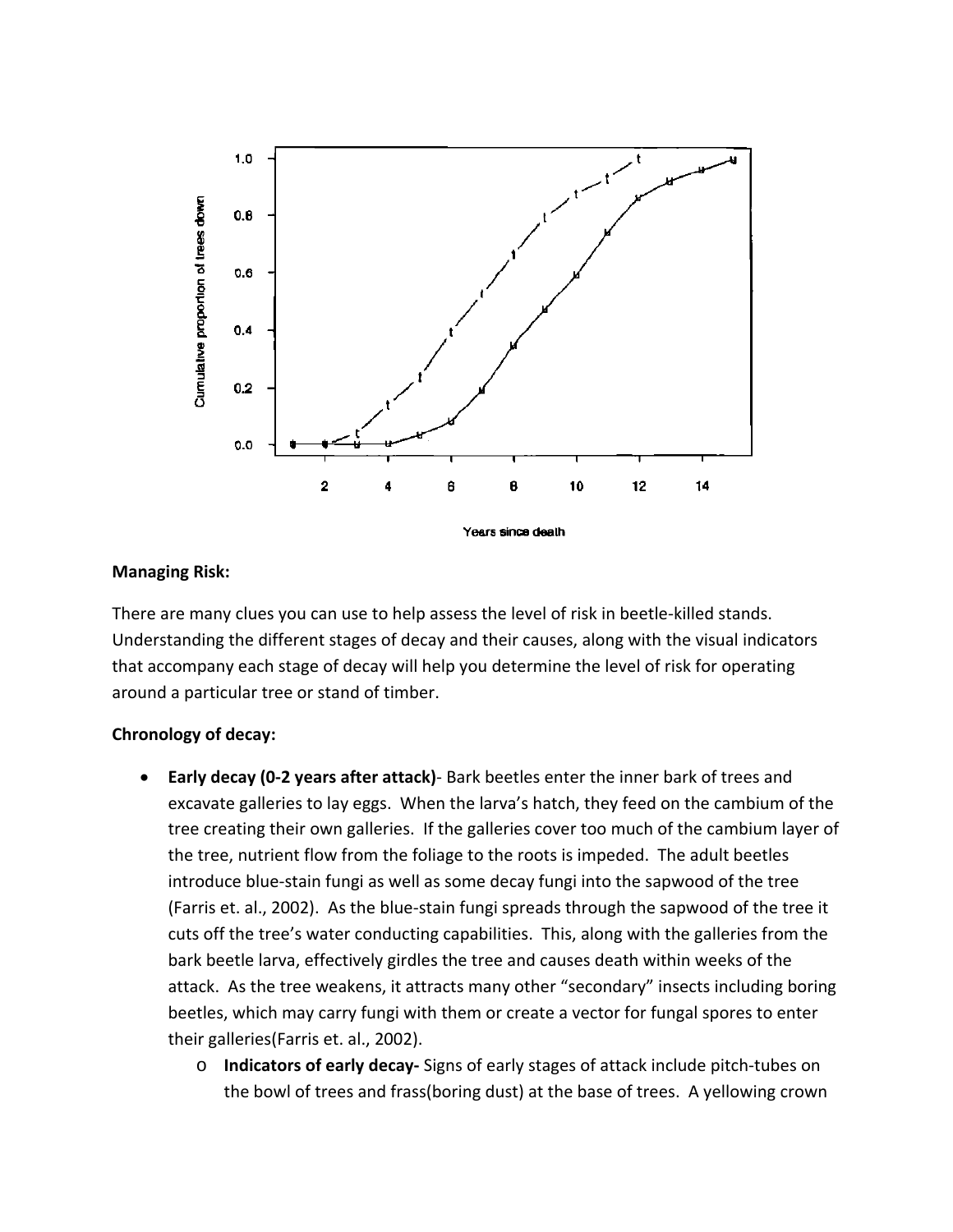**Managing Risk:**

There are many clues you can use to help assess the level of risk in beetle-killed stands. Understanding the different stages of decay and their causes, along with the visual indicators that accompany each stage of decay will help you determine the level of risk for operating around a particular tree or stand of timber.

**Chronology of decay:**

- **Early decay (0-2 years after attack)**- Bark beetles enter the inner bark of trees and excavate galleries to lay eggs. When the larva's hatch, they feed on the cambium of the tree creating their own galleries. If the galleries cover too much of the cambium layer of the tree, nutrient flow from the foliage to the roots is impeded. The adult beetles introduce blue-stain fungi as well as some decay fungi into the sapwood of the tree (Farris et. al., 2002). As the blue-stain fungi spreads through the sapwood of the tree it cuts off the tree's water conducting capabilities. This, along with the galleries from the bark beetle larva, effectively girdles the tree and causes death within weeks of the attack. As the tree weakens, it attracts many other "secondary" insects including boring beetles, which may carry fungi with them or create a vector for fungal spores to enter their galleries(Farris et. al., 2002).
  - **Indicators of early decay-** Signs of early stages of attack include pitch-tubes on the bowl of trees and frass(boring dust) at the base of trees. A yellowing crown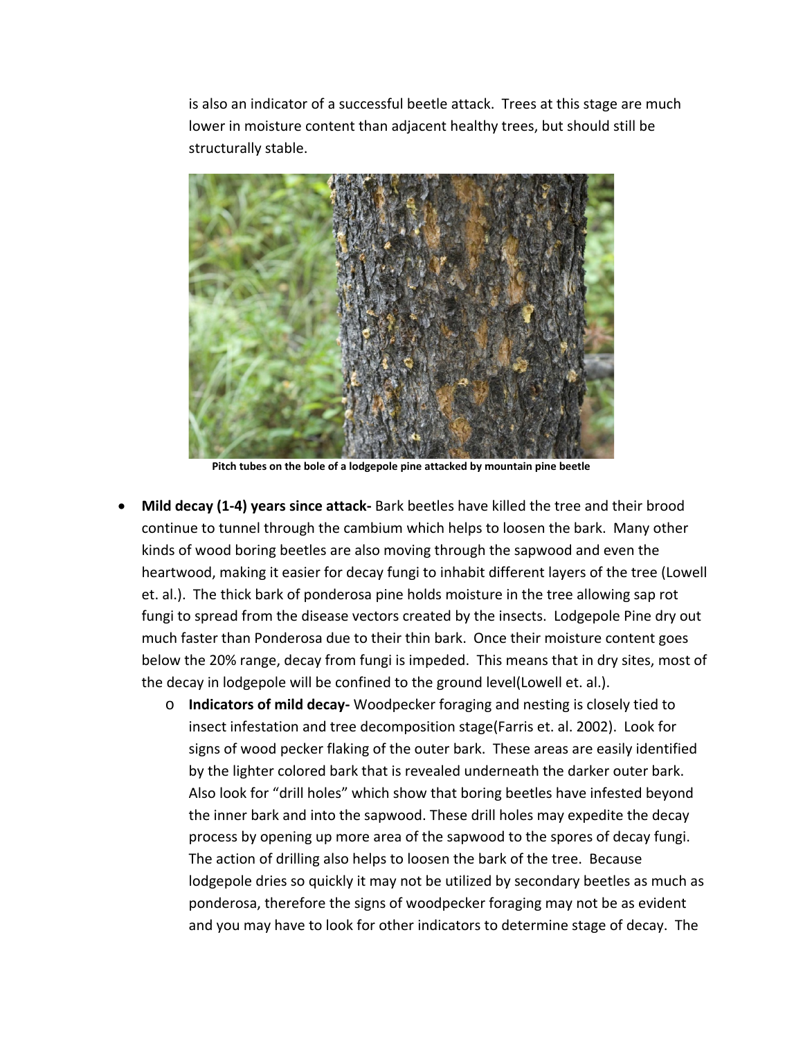is also an indicator of a successful beetle attack. Trees at this stage are much lower in moisture content than adjacent healthy trees, but should still be structurally stable.

**Pitch tubes on the bole of a lodgepole pine attacked by mountain pine beetle**

- **Mild decay (1-4) years since attack-** Bark beetles have killed the tree and their brood continue to tunnel through the cambium which helps to loosen the bark. Many other kinds of wood boring beetles are also moving through the sapwood and even the heartwood, making it easier for decay fungi to inhabit different layers of the tree (Lowell et. al.). The thick bark of ponderosa pine holds moisture in the tree allowing sap rot fungi to spread from the disease vectors created by the insects. Lodgepole Pine dry out much faster than Ponderosa due to their thin bark. Once their moisture content goes below the 20% range, decay from fungi is impeded. This means that in dry sites, most of the decay in lodgepole will be confined to the ground level(Lowell et. al.).
  - **Indicators of mild decay-** Woodpecker foraging and nesting is closely tied to insect infestation and tree decomposition stage(Farris et. al. 2002). Look for signs of wood pecker flaking of the outer bark. These areas are easily identified by the lighter colored bark that is revealed underneath the darker outer bark. Also look for "drill holes" which show that boring beetles have infested beyond the inner bark and into the sapwood. These drill holes may expedite the decay process by opening up more area of the sapwood to the spores of decay fungi. The action of drilling also helps to loosen the bark of the tree. Because lodgepole dries so quickly it may not be utilized by secondary beetles as much as ponderosa, therefore the signs of woodpecker foraging may not be as evident and you may have to look for other indicators to determine stage of decay. The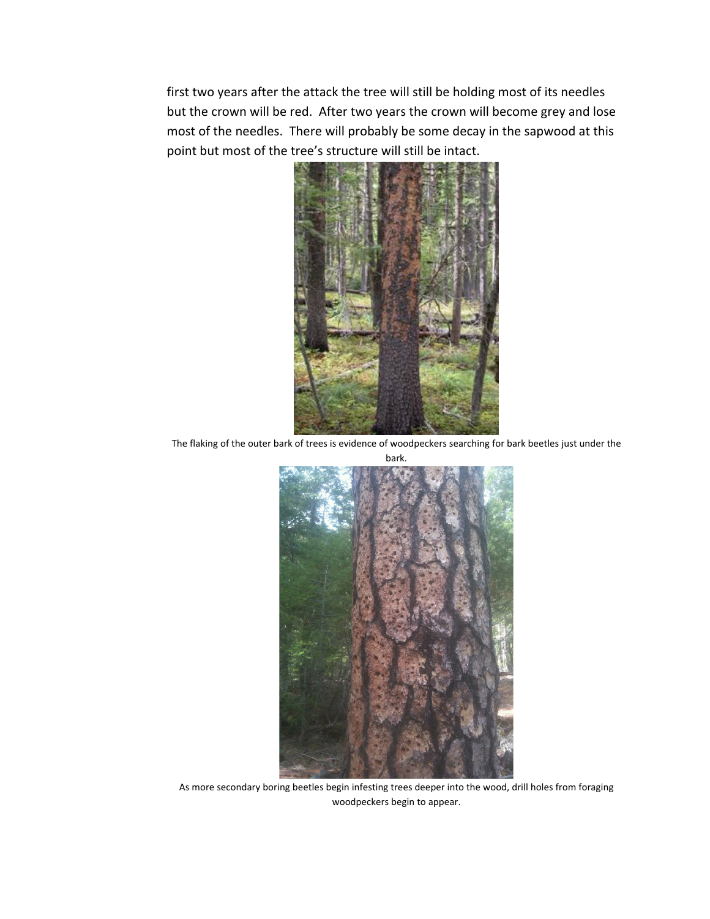first two years after the attack the tree will still be holding most of its needles but the crown will be red. After two years the crown will become grey and lose most of the needles. There will probably be some decay in the sapwood at this point but most of the tree's structure will still be intact.

The flaking of the outer bark of trees is evidence of woodpeckers searching for bark beetles just under the bark.

As more secondary boring beetles begin infesting trees deeper into the wood, drill holes from foraging woodpeckers begin to appear.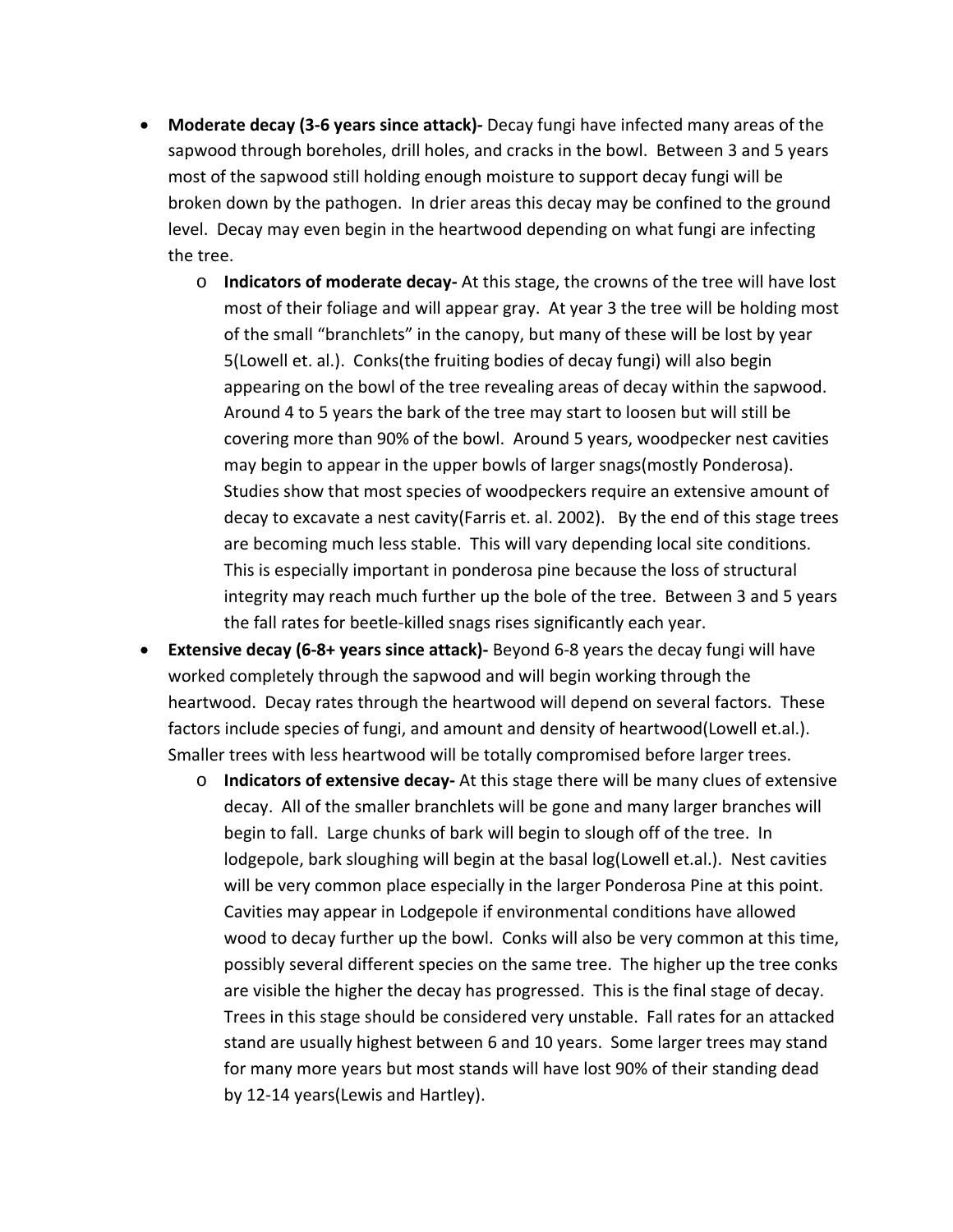- **Moderate decay (3-6 years since attack)-** Decay fungi have infected many areas of the sapwood through boreholes, drill holes, and cracks in the bowl. Between 3 and 5 years most of the sapwood still holding enough moisture to support decay fungi will be broken down by the pathogen. In drier areas this decay may be confined to the ground level. Decay may even begin in the heartwood depending on what fungi are infecting the tree.
  - **Indicators of moderate decay-** At this stage, the crowns of the tree will have lost most of their foliage and will appear gray. At year 3 the tree will be holding most of the small "branchlets" in the canopy, but many of these will be lost by year 5(Lowell et. al.). Conks(the fruiting bodies of decay fungi) will also begin appearing on the bowl of the tree revealing areas of decay within the sapwood. Around 4 to 5 years the bark of the tree may start to loosen but will still be covering more than 90% of the bowl. Around 5 years, woodpecker nest cavities may begin to appear in the upper bowls of larger snags(mostly Ponderosa). Studies show that most species of woodpeckers require an extensive amount of decay to excavate a nest cavity(Farris et. al. 2002). By the end of this stage trees are becoming much less stable. This will vary depending local site conditions. This is especially important in ponderosa pine because the loss of structural integrity may reach much further up the bole of the tree. Between 3 and 5 years the fall rates for beetle-killed snags rises significantly each year.
- **Extensive decay (6-8+ years since attack)-** Beyond 6-8 years the decay fungi will have worked completely through the sapwood and will begin working through the heartwood. Decay rates through the heartwood will depend on several factors. These factors include species of fungi, and amount and density of heartwood(Lowell et.al.). Smaller trees with less heartwood will be totally compromised before larger trees.
  - **Indicators of extensive decay-** At this stage there will be many clues of extensive decay. All of the smaller branchlets will be gone and many larger branches will begin to fall. Large chunks of bark will begin to slough off of the tree. In lodgepole, bark sloughing will begin at the basal log(Lowell et.al.). Nest cavities will be very common place especially in the larger Ponderosa Pine at this point. Cavities may appear in Lodgepole if environmental conditions have allowed wood to decay further up the bowl. Conks will also be very common at this time, possibly several different species on the same tree. The higher up the tree conks are visible the higher the decay has progressed. This is the final stage of decay. Trees in this stage should be considered very unstable. Fall rates for an attacked stand are usually highest between 6 and 10 years. Some larger trees may stand for many more years but most stands will have lost 90% of their standing dead by 12-14 years(Lewis and Hartley).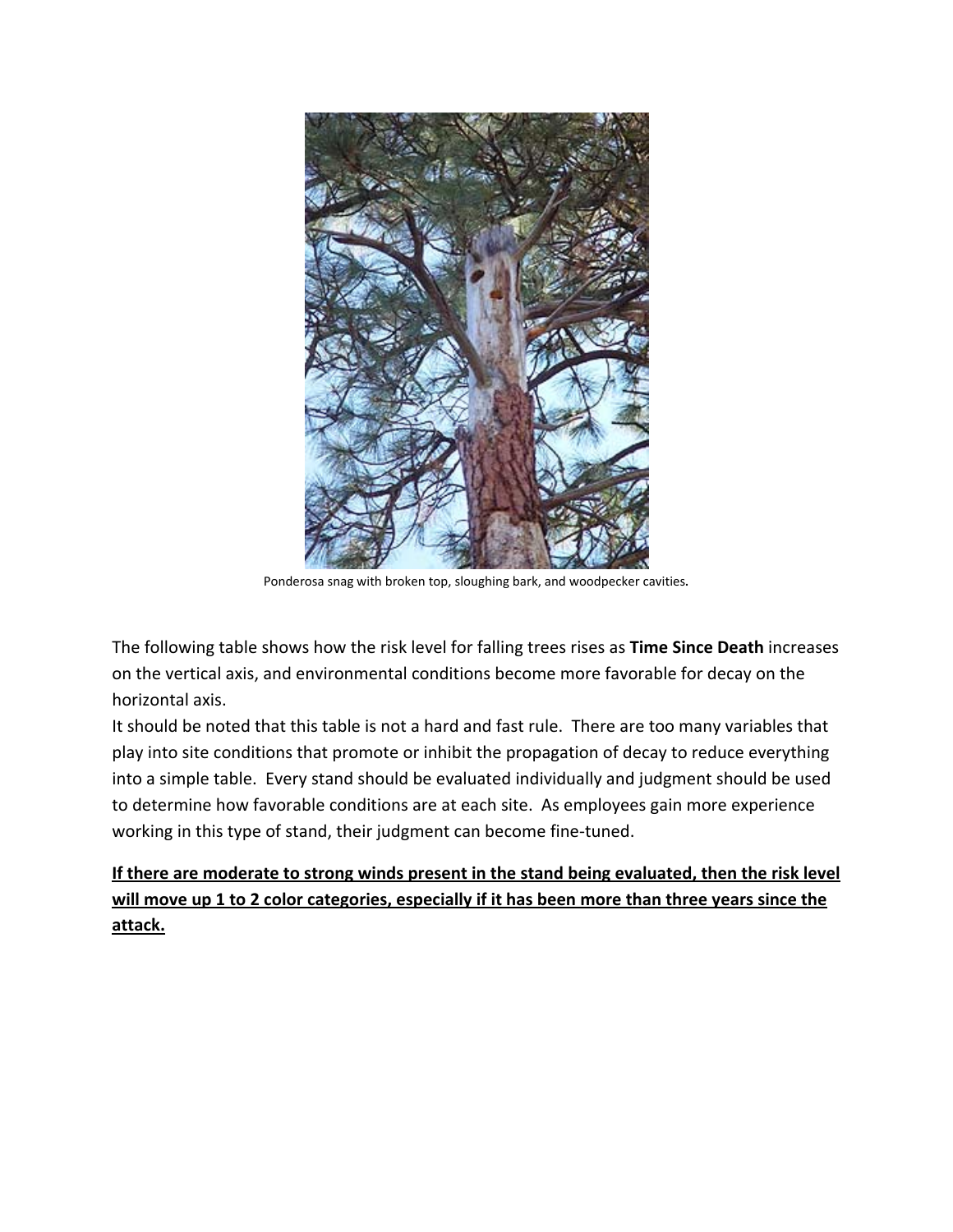Ponderosa snag with broken top, sloughing bark, and woodpecker cavities.

The following table shows how the risk level for falling trees rises as **Time Since Death** increases on the vertical axis, and environmental conditions become more favorable for decay on the horizontal axis.

It should be noted that this table is not a hard and fast rule. There are too many variables that play into site conditions that promote or inhibit the propagation of decay to reduce everything into a simple table. Every stand should be evaluated individually and judgment should be used to determine how favorable conditions are at each site. As employees gain more experience working in this type of stand, their judgment can become fine-tuned.

**<u>If there are moderate to strong winds present in the stand being evaluated, then the risk level will move up 1 to 2 color categories, especially if it has been more than three years since the attack.</u>**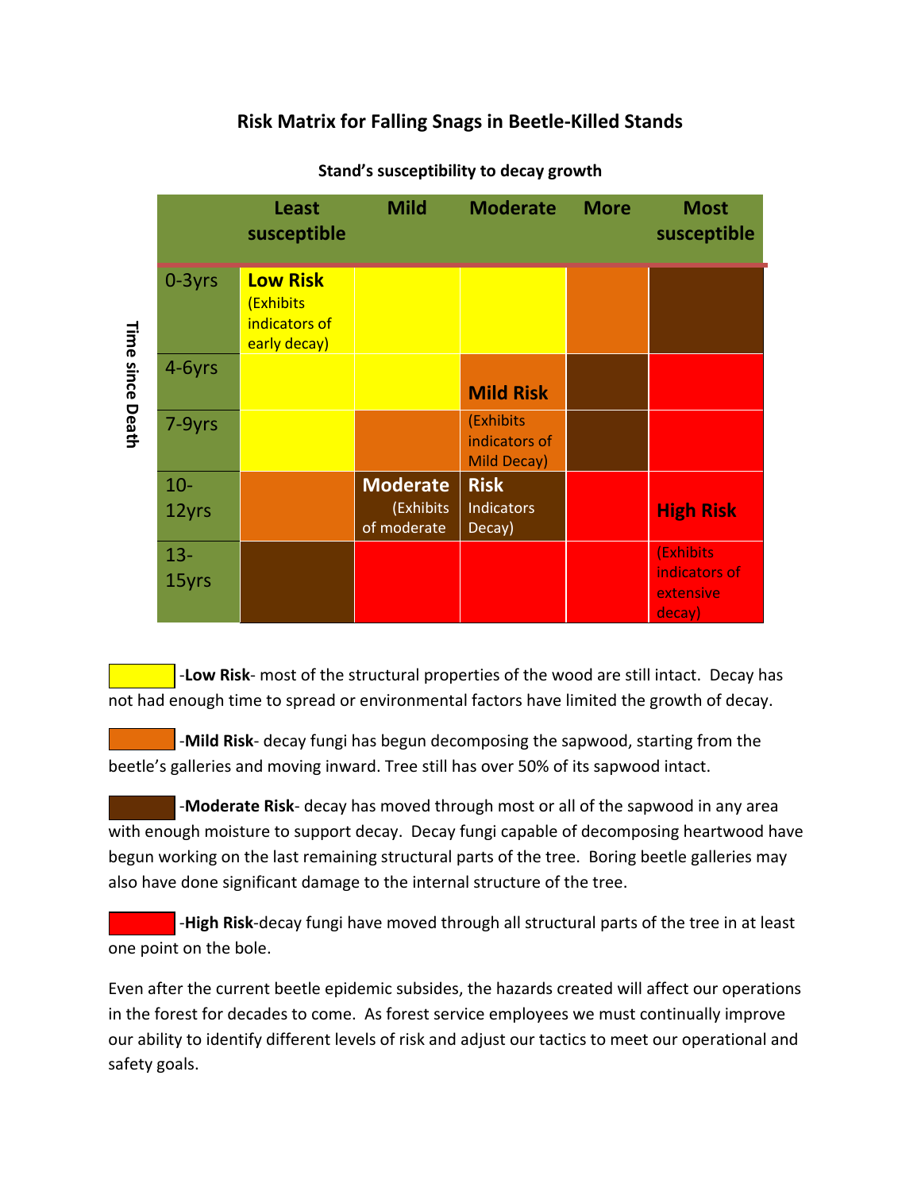## Risk Matrix for Falling Snags in Beetle-Killed Stands

**Stand's susceptibility to decay growth**

| Time since Death | Least susceptible | Mild | Moderate | More | Most susceptible |
|---|---|---|---|---|---|
| 0-3yrs | **Low Risk** (Exhibits indicators of early decay) | | | | |
| 4-6yrs | | | **Mild Risk** | | |
| 7-9yrs | | | (Exhibits indicators of Mild Decay) | | |
| 10-12yrs | | **Moderate** (Exhibits of moderate | **Risk** Indicators Decay) | | **High Risk** |
| 13-15yrs | | | | | (Exhibits indicators of extensive decay) |

-**Low Risk**- most of the structural properties of the wood are still intact. Decay has not had enough time to spread or environmental factors have limited the growth of decay.

-**Mild Risk**- decay fungi has begun decomposing the sapwood, starting from the beetle's galleries and moving inward. Tree still has over 50% of its sapwood intact.

-**Moderate Risk**- decay has moved through most or all of the sapwood in any area with enough moisture to support decay. Decay fungi capable of decomposing heartwood have begun working on the last remaining structural parts of the tree. Boring beetle galleries may also have done significant damage to the internal structure of the tree.

-**High Risk**-decay fungi have moved through all structural parts of the tree in at least one point on the bole.

Even after the current beetle epidemic subsides, the hazards created will affect our operations in the forest for decades to come. As forest service employees we must continually improve our ability to identify different levels of risk and adjust our tactics to meet our operational and safety goals.